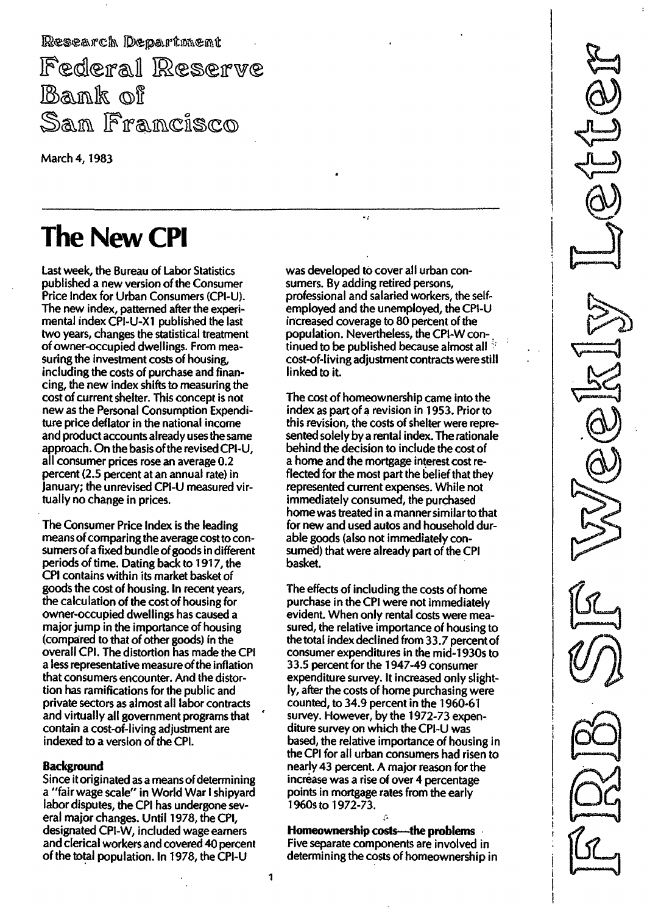Research Department

# Federal Reserve Bank of San Francisco

March 4, 1983

FRBSF Weekly Letter

# The New CPI

Last week, the Bureau of Labor Statistics published a new version of the Consumer Price Index for Urban Consumers (CPI-U). The new index, patterned after the experimental index CPI-U-X1 published the last two years, changes the statistical treatment of owner-occupied dwellings. From measuring the investment costs of housing, including the costs of purchase and financing, the new index shifts to measuring the cost of current shelter. This concept is not new as the Personal Consumption Expenditure price deflator in the national income and product accounts already uses the same approach. On the basis of the revised CPI-U, all consumer prices rose an average 0.2 percent (2.5 percent at an annual rate) in January; the unrevised CPI-U measured virtually no change in prices.

The Consumer Price Index is the leading means of comparing the average cost to consumers of a fixed bundle of goods in different periods of time. Dating back to 1917, the CPI contains within its market basket of goods the cost of housing. In recent years, the calculation of the cost of housing for owner-occupied dwellings has caused a major jump in the importance of housing (compared to that of other goods) in the overall CPI. The distortion has made the CPI a less representative measure of the inflation that consumers encounter. And the distortion has ramifications for the public and private sectors as almost all labor contracts and virtually all government programs that contain a cost-of-living adjustment are indexed to a version of the CPI.

### Background

Since it originated as a means of determining a "fair wage scale" in World War I shipyard labor disputes, the CPI has undergone several major changes. Until 1978, the CPI, designated CPI-W, included wage earners and clerical workers and covered 40 percent of the total population. In 1978, the CPI-U was developed to cover all urban consumers. By adding retired persons, professional and salaried workers, the self-employed and the unemployed, the CPI-U increased coverage to 80 percent of the population. Nevertheless, the CPI-W continued to be published because almost all cost-of-living adjustment contracts were still linked to it.

The cost of homeownership came into the index as part of a revision in 1953. Prior to this revision, the costs of shelter were represented solely by a rental index. The rationale behind the decision to include the cost of a home and the mortgage interest cost reflected for the most part the belief that they represented current expenses. While not immediately consumed, the purchased home was treated in a manner similar to that for new and used autos and household durable goods (also not immediately consumed) that were already part of the CPI basket.

The effects of including the costs of home purchase in the CPI were not immediately evident. When only rental costs were measured, the relative importance of housing to the total index declined from 33.7 percent of consumer expenditures in the mid-1930s to 33.5 percent for the 1947-49 consumer expenditure survey. It increased only slightly, after the costs of home purchasing were counted, to 34.9 percent in the 1960-61 survey. However, by the 1972-73 expenditure survey on which the CPI-U was based, the relative importance of housing in the CPI for all urban consumers had risen to nearly 43 percent. A major reason for the increase was a rise of over 4 percentage points in mortgage rates from the early 1960s to 1972-73.

### Homeownership costs—the problems

Five separate components are involved in determining the costs of homeownership in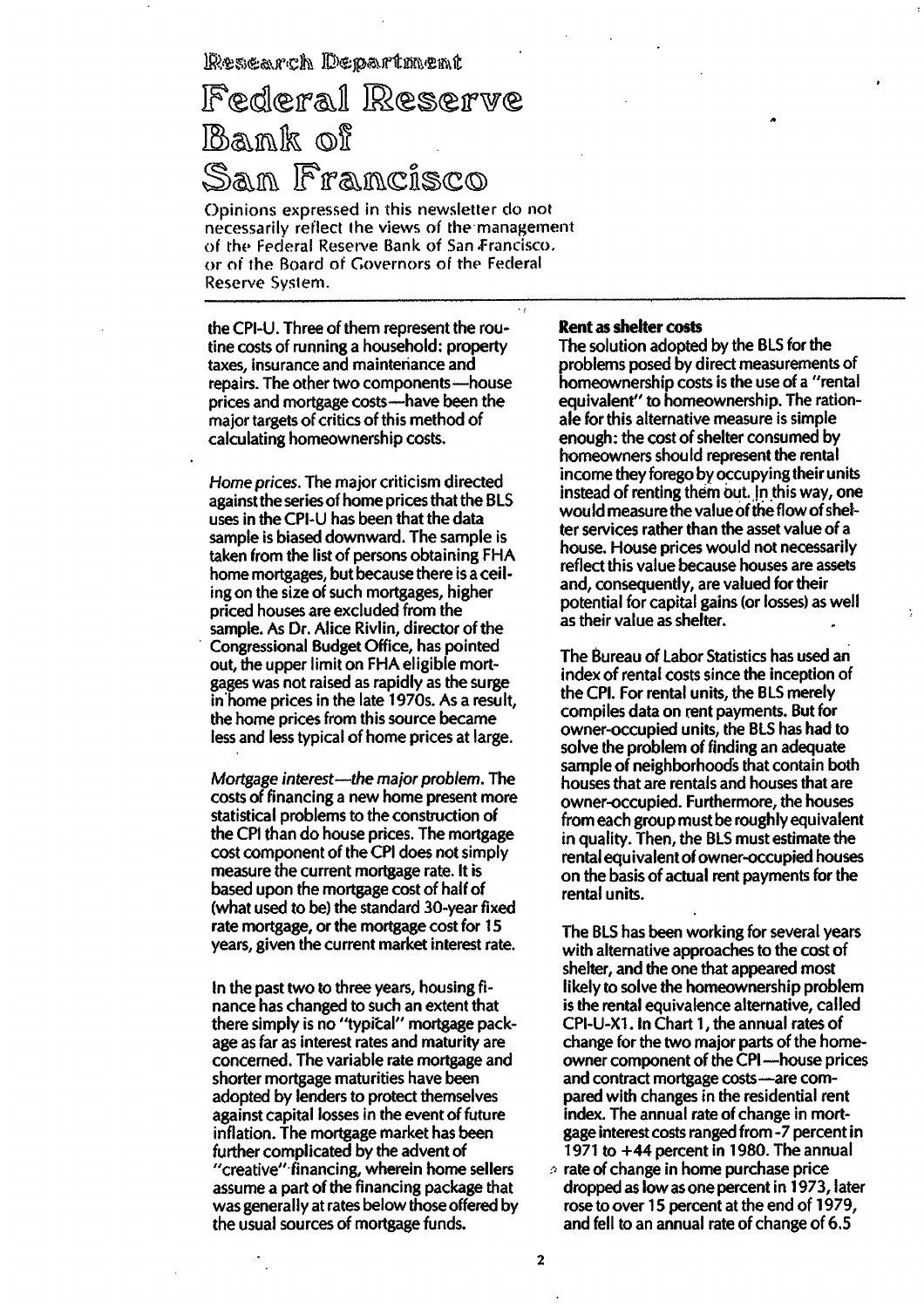# Research Department

# Federal Reserve Bank of San Francisco

Opinions expressed in this newsletter do not necessarily reflect the views of the management of the Federal Reserve Bank of San Francisco, or of the Board of Governors of the Federal Reserve System.

the CPI-U. Three of them represent the routine costs of running a household: property taxes, insurance and maintenance and repairs. The other two components—house prices and mortgage costs—have been the major targets of critics of this method of calculating homeownership costs.

*Home prices.* The major criticism directed against the series of home prices that the BLS uses in the CPI-U has been that the data sample is biased downward. The sample is taken from the list of persons obtaining FHA home mortgages, but because there is a ceiling on the size of such mortgages, higher priced houses are excluded from the sample. As Dr. Alice Rivlin, director of the Congressional Budget Office, has pointed out, the upper limit on FHA eligible mortgages was not raised as rapidly as the surge in home prices in the late 1970s. As a result, the home prices from this source became less and less typical of home prices at large.

*Mortgage interest—the major problem.* The costs of financing a new home present more statistical problems to the construction of the CPI than do house prices. The mortgage cost component of the CPI does not simply measure the current mortgage rate. It is based upon the mortgage cost of half of (what used to be) the standard 30-year fixed rate mortgage, or the mortgage cost for 15 years, given the current market interest rate.

In the past two to three years, housing finance has changed to such an extent that there simply is no "typical" mortgage package as far as interest rates and maturity are concerned. The variable rate mortgage and shorter mortgage maturities have been adopted by lenders to protect themselves against capital losses in the event of future inflation. The mortgage market has been further complicated by the advent of "creative" financing, wherein home sellers assume a part of the financing package that was generally at rates below those offered by the usual sources of mortgage funds.

**Rent as shelter costs**

The solution adopted by the BLS for the problems posed by direct measurements of homeownership costs is the use of a "rental equivalent" to homeownership. The rationale for this alternative measure is simple enough: the cost of shelter consumed by homeowners should represent the rental income they forego by occupying their units instead of renting them out. In this way, one would measure the value of the flow of shelter services rather than the asset value of a house. House prices would not necessarily reflect this value because houses are assets and, consequently, are valued for their potential for capital gains (or losses) as well as their value as shelter.

The Bureau of Labor Statistics has used an index of rental costs since the inception of the CPI. For rental units, the BLS merely compiles data on rent payments. But for owner-occupied units, the BLS has had to solve the problem of finding an adequate sample of neighborhoods that contain both houses that are rentals and houses that are owner-occupied. Furthermore, the houses from each group must be roughly equivalent in quality. Then, the BLS must estimate the rental equivalent of owner-occupied houses on the basis of actual rent payments for the rental units.

The BLS has been working for several years with alternative approaches to the cost of shelter, and the one that appeared most likely to solve the homeownership problem is the rental equivalence alternative, called CPI-U-X1. In Chart 1, the annual rates of change for the two major parts of the homeowner component of the CPI—house prices and contract mortgage costs—are compared with changes in the residential rent index. The annual rate of change in mortgage interest costs ranged from -7 percent in 1971 to +44 percent in 1980. The annual rate of change in home purchase price dropped as low as one percent in 1973, later rose to over 15 percent at the end of 1979, and fell to an annual rate of change of 6.5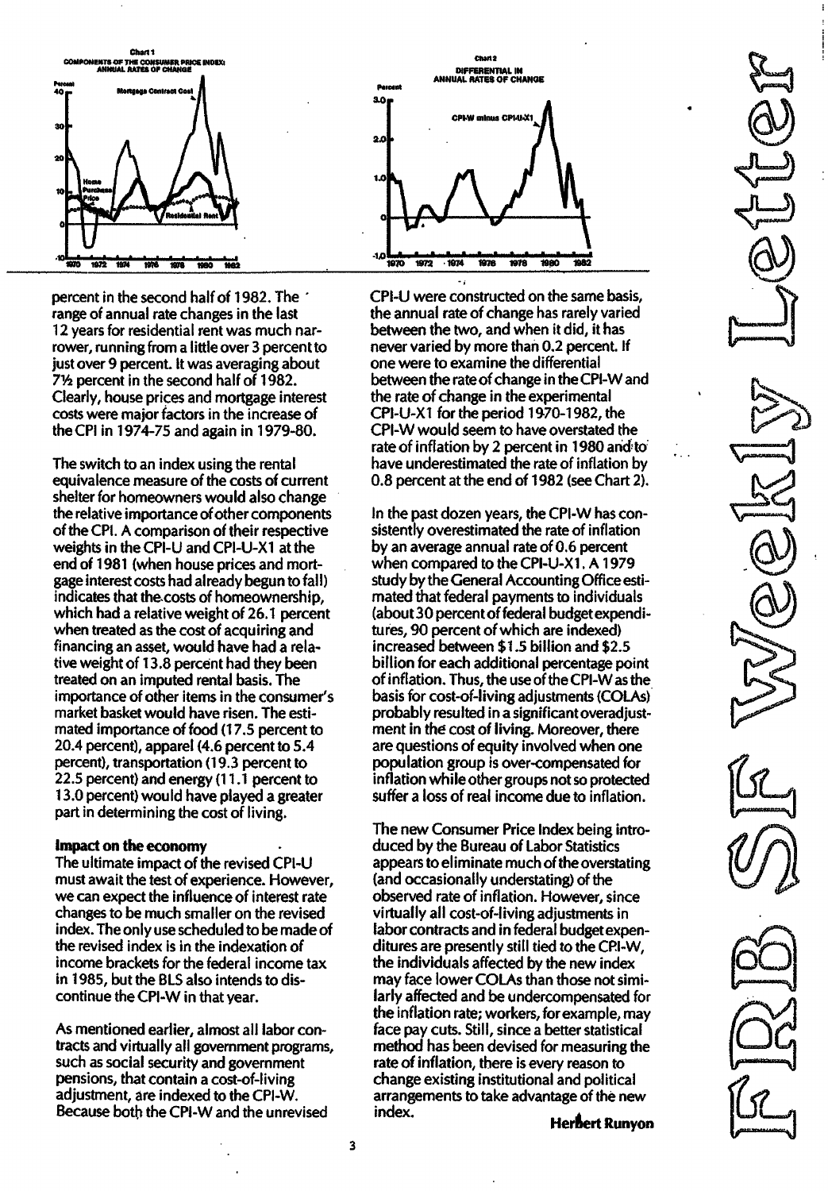**Chart 1**
**COMPONENTS OF THE CONSUMER PRICE INDEX: ANNUAL RATES OF CHANGE**

**Chart 2**
**DIFFERENTIAL IN ANNUAL RATES OF CHANGE**

percent in the second half of 1982. The range of annual rate changes in the last 12 years for residential rent was much narrower, running from a little over 3 percent to just over 9 percent. It was averaging about 7½ percent in the second half of 1982. Clearly, house prices and mortgage interest costs were major factors in the increase of the CPI in 1974-75 and again in 1979-80.

The switch to an index using the rental equivalence measure of the costs of current shelter for homeowners would also change the relative importance of other components of the CPI. A comparison of their respective weights in the CPI-U and CPI-U-X1 at the end of 1981 (when house prices and mortgage interest costs had already begun to fall) indicates that the costs of homeownership, which had a relative weight of 26.1 percent when treated as the cost of acquiring and financing an asset, would have had a relative weight of 13.8 percent had they been treated on an imputed rental basis. The importance of other items in the consumer's market basket would have risen. The estimated importance of food (17.5 percent to 20.4 percent), apparel (4.6 percent to 5.4 percent), transportation (19.3 percent to 22.5 percent) and energy (11.1 percent to 13.0 percent) would have played a greater part in determining the cost of living.

**Impact on the economy**

The ultimate impact of the revised CPI-U must await the test of experience. However, we can expect the influence of interest rate changes to be much smaller on the revised index. The only use scheduled to be made of the revised index is in the indexation of income brackets for the federal income tax in 1985, but the BLS also intends to discontinue the CPI-W in that year.

As mentioned earlier, almost all labor contracts and virtually all government programs, such as social security and government pensions, that contain a cost-of-living adjustment, are indexed to the CPI-W. Because both the CPI-W and the unrevised CPI-U were constructed on the same basis, the annual rate of change has rarely varied between the two, and when it did, it has never varied by more than 0.2 percent. If one were to examine the differential between the rate of change in the CPI-W and the rate of change in the experimental CPI-U-X1 for the period 1970-1982, the CPI-W would seem to have overstated the rate of inflation by 2 percent in 1980 and to have underestimated the rate of inflation by 0.8 percent at the end of 1982 (see Chart 2).

In the past dozen years, the CPI-W has consistently overestimated the rate of inflation by an average annual rate of 0.6 percent when compared to the CPI-U-X1. A 1979 study by the General Accounting Office estimated that federal payments to individuals (about 30 percent of federal budget expenditures, 90 percent of which are indexed) increased between $1.5 billion and $2.5 billion for each additional percentage point of inflation. Thus, the use of the CPI-W as the basis for cost-of-living adjustments (COLAs) probably resulted in a significant overadjustment in the cost of living. Moreover, there are questions of equity involved when one population group is over-compensated for inflation while other groups not so protected suffer a loss of real income due to inflation.

The new Consumer Price Index being introduced by the Bureau of Labor Statistics appears to eliminate much of the overstating (and occasionally understating) of the observed rate of inflation. However, since virtually all cost-of-living adjustments in labor contracts and in federal budget expenditures are presently still tied to the CPI-W, the individuals affected by the new index may face lower COLAs than those not similarly affected and be undercompensated for the inflation rate; workers, for example, may face pay cuts. Still, since a better statistical method has been devised for measuring the rate of inflation, there is every reason to change existing institutional and political arrangements to take advantage of the new index.

**Herbert Runyon**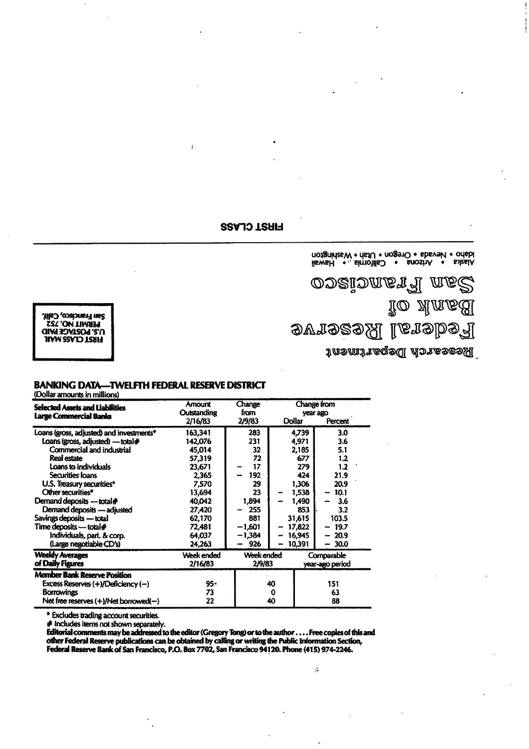Research Department

Federal Reserve

Bank of

San Francisco

Alaska • Arizona • California • Hawaii
Idaho • Nevada • Oregon • Utah • Washington

FIRST CLASS

FIRST CLASS MAIL
U.S. POSTAGE PAID
PERMIT NO. 752
San Francisco, Calif.

## BANKING DATA—TWELFTH FEDERAL RESERVE DISTRICT

(Dollar amounts in millions)

| Selected Assets and Liabilities Large Commercial Banks | Amount Outstanding 2/16/83 | Change from 2/9/83 | Change from year ago Dollar | Change from year ago Percent |
|---|---|---|---|---|
| Loans (gross, adjusted) and investments* | 163,341 | 283 | 4,739 | 3.0 |
| Loans (gross, adjusted) — total# | 142,076 | 231 | 4,971 | 3.6 |
| Commercial and industrial | 45,014 | 32 | 2,185 | 5.1 |
| Real estate | 57,319 | 72 | 677 | 1.2 |
| Loans to individuals | 23,671 | − 17 | 279 | 1.2 |
| Securities loans | 2,365 | − 192 | 424 | 21.9 |
| U.S. Treasury securities* | 7,570 | 29 | 1,306 | 20.9 |
| Other securities* | 13,694 | 23 | − 1,538 | − 10.1 |
| Demand deposits — total# | 40,042 | 1,894 | − 1,490 | − 3.6 |
| Demand deposits — adjusted | 27,420 | − 255 | 853 | 3.2 |
| Savings deposits — total | 62,170 | 881 | 31,615 | 103.5 |
| Time deposits — total# | 72,481 | −1,601 | − 17,822 | − 19.7 |
| Individuals, part. & corp. | 64,037 | −1,384 | − 16,945 | − 20.9 |
| (Large negotiable CD's) | 24,263 | − 926 | − 10,391 | − 30.0 |

| Weekly Averages of Daily Figures | Week ended 2/16/83 | Week ended 2/9/83 | Comparable year-ago period |
|---|---|---|---|
| **Member Bank Reserve Position** | | | |
| Excess Reserves (+)/Deficiency (−) | 95 | 40 | 151 |
| Borrowings | 73 | 0 | 63 |
| Net free reserves (+)/Net borrowed(−) | 22 | 40 | 88 |

\* Excludes trading account securities.
# Includes items not shown separately.

**Editorial comments may be addressed to the editor (Gregory Tong) or to the author . . . . Free copies of this and other Federal Reserve publications can be obtained by calling or writing the Public Information Section, Federal Reserve Bank of San Francisco, P.O. Box 7702, San Francisco 94120. Phone (415) 974-2246.**